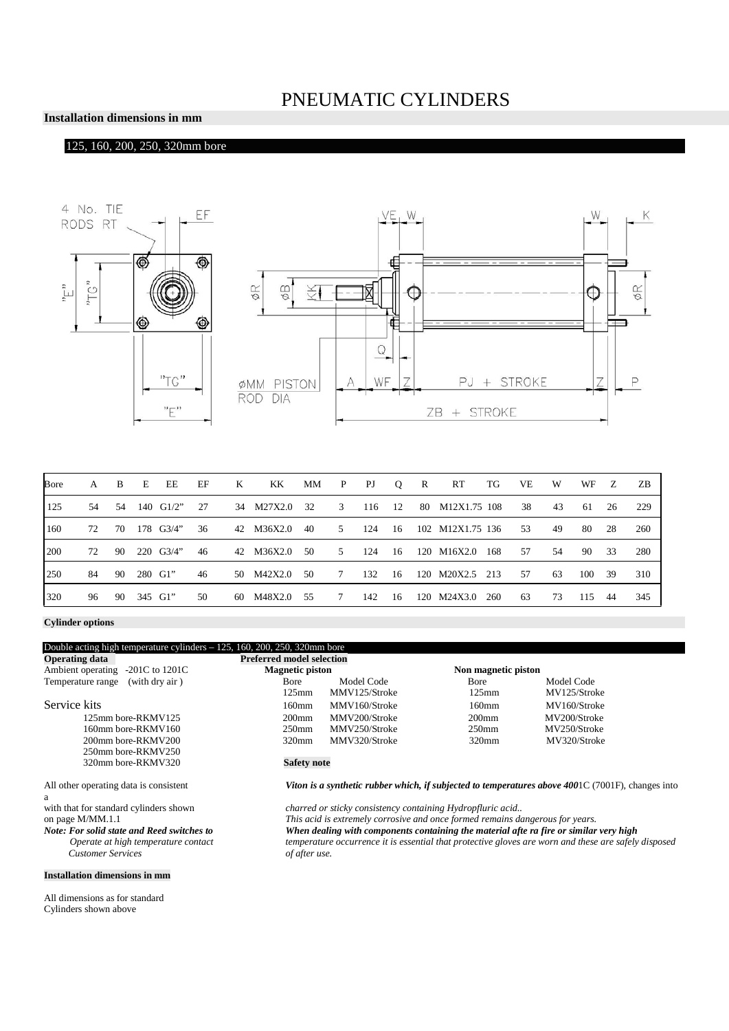# PNEUMATIC CYLINDERS

**Installation dimensions in mm**

125, 160, 200, 250, 320mm bore

| Bore | A | B | E | EE | EF | K | KK | MM | P | PJ | Q | R | RT | TG | VE | W | WF | Z | ZB |
|---|---|---|---|---|---|---|---|---|---|---|---|---|---|---|---|---|---|---|---|
| 125 | 54 | 54 | 140 | G1/2" | 27 | 34 | M27X2.0 | 32 | 3 | 116 | 12 | 80 | M12X1.75 | 108 | 38 | 43 | 61 | 26 | 229 |
| 160 | 72 | 70 | 178 | G3/4" | 36 | 42 | M36X2.0 | 40 | 5 | 124 | 16 | 102 | M12X1.75 | 136 | 53 | 49 | 80 | 28 | 260 |
| 200 | 72 | 90 | 220 | G3/4" | 46 | 42 | M36X2.0 | 50 | 5 | 124 | 16 | 120 | M16X2.0 | 168 | 57 | 54 | 90 | 33 | 280 |
| 250 | 84 | 90 | 280 | G1" | 46 | 50 | M42X2.0 | 50 | 7 | 132 | 16 | 120 | M20X2.5 | 213 | 57 | 63 | 100 | 39 | 310 |
| 320 | 96 | 90 | 345 | G1" | 50 | 60 | M48X2.0 | 55 | 7 | 142 | 16 | 120 | M24X3.0 | 260 | 63 | 73 | 115 | 44 | 345 |

**Cylinder options**

Double acting high temperature cylinders – 125, 160, 200, 250, 320mm bore

**Operating data**

Ambient operating -201C to 1201C
Temperature range (with dry air)

Service kits

- 125mm bore-RKMV125
- 160mm bore-RKMV160
- 200mm bore-RKMV200
- 250mm bore-RKMV250
- 320mm bore-RKMV320

All other operating data is consistent a with that for standard cylinders shown on page M/MM.1.1

***Note: For solid state and Reed switches to** Operate at high temperature contact Customer Services*

**Preferred model selection**

| Magnetic piston | | Non magnetic piston | |
|---|---|---|---|
| Bore | Model Code | Bore | Model Code |
| 125mm | MMV125/Stroke | 125mm | MV125/Stroke |
| 160mm | MMV160/Stroke | 160mm | MV160/Stroke |
| 200mm | MMV200/Stroke | 200mm | MV200/Stroke |
| 250mm | MMV250/Stroke | 250mm | MV250/Stroke |
| 320mm | MMV320/Stroke | 320mm | MV320/Stroke |

**Safety note**

***Viton is a synthetic rubber which, if subjected to temperatures above 400**1C (7001F), changes into charred or sticky consistency containing Hydropfluric acid..*
*This acid is extremely corrosive and once formed remains dangerous for years.*
***When dealing with components containing the material afte ra fire or similar very high** temperature occurrence it is essential that protective gloves are worn and these are safely disposed of after use.*

**Installation dimensions in mm**

All dimensions as for standard Cylinders shown above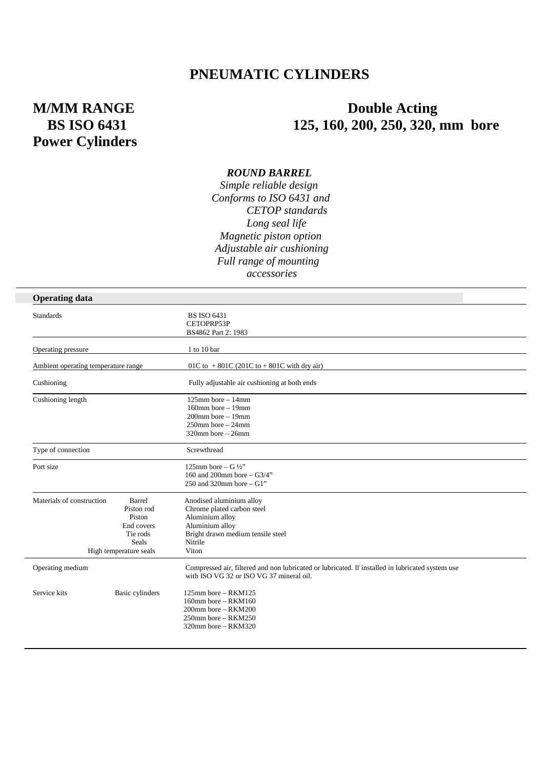# PNEUMATIC CYLINDERS

## M/MM RANGE
## BS ISO 6431
## Power Cylinders

## Double Acting
## 125, 160, 200, 250, 320, mm bore

***ROUND BARREL***

*Simple reliable design*
*Conforms to ISO 6431 and CETOP standards*
*Long seal life*
*Magnetic piston option*
*Adjustable air cushioning*
*Full range of mounting accessories*

**Operating data**

| | | |
|---|---|---|
| Standards | | BS ISO 6431<br>CETOPRP53P<br>BS4862 Part 2: 1983 |
| Operating pressure | | 1 to 10 bar |
| Ambient operating temperature range | | 01C to + 801C (201C to + 801C with dry air) |
| Cushioning | | Fully adjustable air cushioning at both ends |
| Cushioning length | | 125mm bore – 14mm<br>160mm bore – 19mm<br>200mm bore – 19mm<br>250mm bore – 24mm<br>320mm bore – 26mm |
| Type of connection | | Screwthread |
| Port size | | 125mm bore – G ½"<br>160 and 200mm bore – G3/4"<br>250 and 320mm bore – G1" |
| Materials of construction | Barrel | Anodised aluminium alloy |
| | Piston rod | Chrome plated carbon steel |
| | Piston | Aluminium alloy |
| | End covers | Aluminium alloy |
| | Tie rods | Bright drawn medium tensile steel |
| | Seals | Nitrile |
| | High temperature seals | Viton |
| Operating medium | | Compressed air, filtered and non lubricated or lubricated. If installed in lubricated system use with ISO VG 32 or ISO VG 37 mineral oil. |
| Service kits | Basic cylinders | 125mm bore – RKM125<br>160mm bore – RKM160<br>200mm bore – RKM200<br>250mm bore – RKM250<br>320mm bore – RKM320 |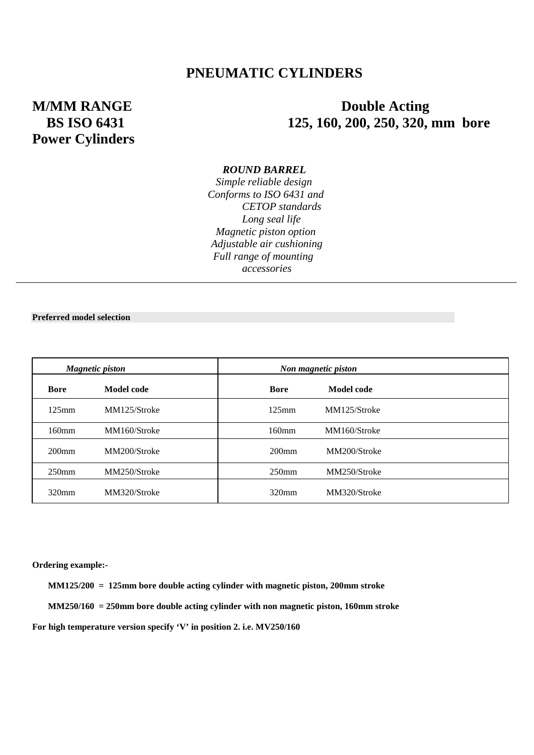# PNEUMATIC CYLINDERS

**M/MM RANGE**
**BS ISO 6431**
**Power Cylinders**

**Double Acting**
**125, 160, 200, 250, 320, mm bore**

***ROUND BARREL***
*Simple reliable design*
*Conforms to ISO 6431 and CETOP standards*
*Long seal life*
*Magnetic piston option*
*Adjustable air cushioning*
*Full range of mounting accessories*

---

**Preferred model selection**

| *Magnetic piston* | | *Non magnetic piston* | |
|---|---|---|---|
| **Bore** | **Model code** | **Bore** | **Model code** |
| 125mm | MM125/Stroke | 125mm | MM125/Stroke |
| 160mm | MM160/Stroke | 160mm | MM160/Stroke |
| 200mm | MM200/Stroke | 200mm | MM200/Stroke |
| 250mm | MM250/Stroke | 250mm | MM250/Stroke |
| 320mm | MM320/Stroke | 320mm | MM320/Stroke |

**Ordering example:-**

**MM125/200 = 125mm bore double acting cylinder with magnetic piston, 200mm stroke**

**MM250/160 = 250mm bore double acting cylinder with non magnetic piston, 160mm stroke**

**For high temperature version specify 'V' in position 2. i.e. MV250/160**